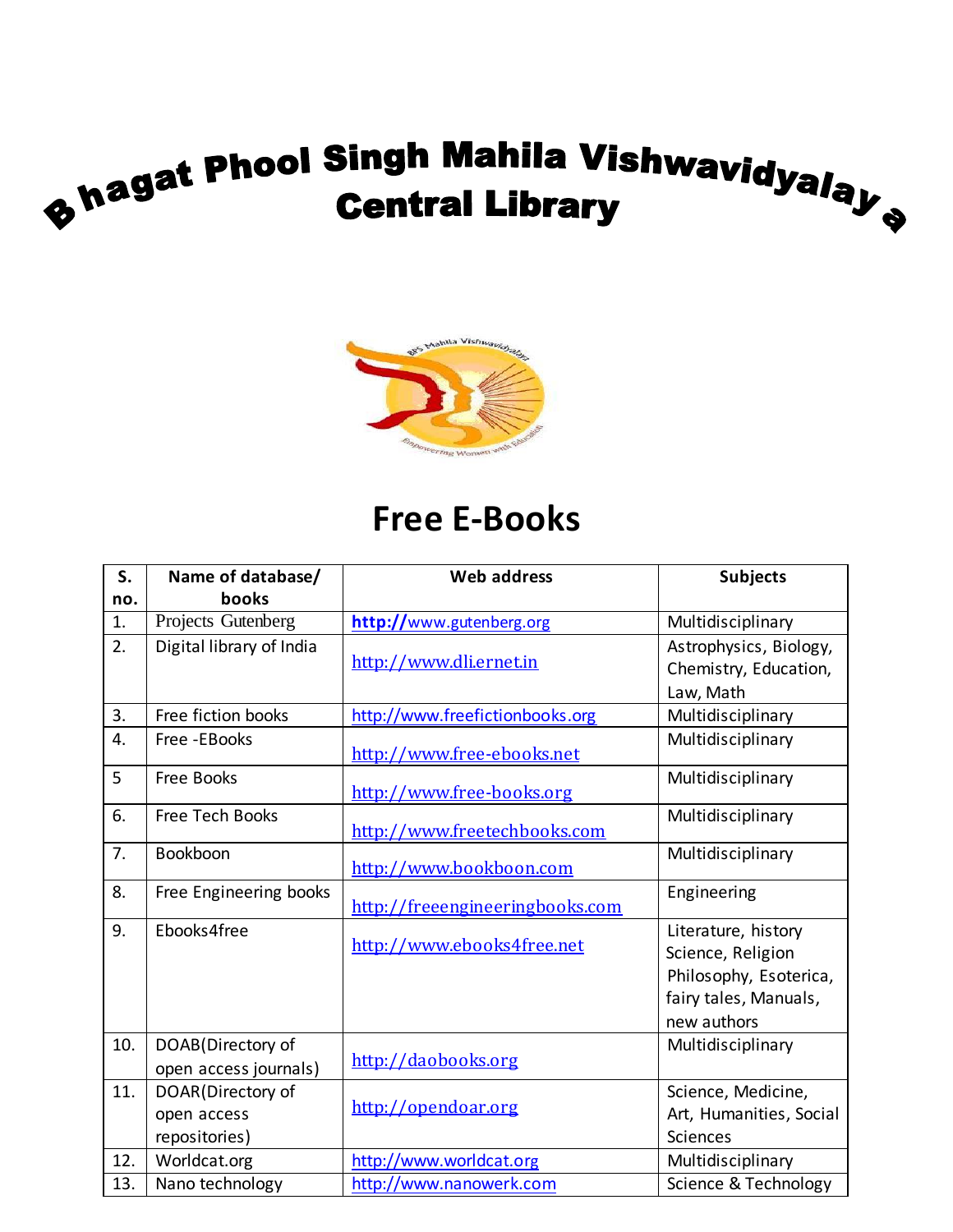# Bhagat Phool Singh Mahila Vishwavidyalaya
# Central Library

## Free E-Books

| S. no. | Name of database/ books | Web address | Subjects |
|---|---|---|---|
| 1. | Projects Gutenberg | http://www.gutenberg.org | Multidisciplinary |
| 2. | Digital library of India | http://www.dli.ernet.in | Astrophysics, Biology, Chemistry, Education, Law, Math |
| 3. | Free fiction books | http://www.freefictionbooks.org | Multidisciplinary |
| 4. | Free -EBooks | http://www.free-ebooks.net | Multidisciplinary |
| 5 | Free Books | http://www.free-books.org | Multidisciplinary |
| 6. | Free Tech Books | http://www.freetechbooks.com | Multidisciplinary |
| 7. | Bookboon | http://www.bookboon.com | Multidisciplinary |
| 8. | Free Engineering books | http://freeengineeringbooks.com | Engineering |
| 9. | Ebooks4free | http://www.ebooks4free.net | Literature, history Science, Religion Philosophy, Esoterica, fairy tales, Manuals, new authors |
| 10. | DOAB(Directory of open access journals) | http://daobooks.org | Multidisciplinary |
| 11. | DOAR(Directory of open access repositories) | http://opendoar.org | Science, Medicine, Art, Humanities, Social Sciences |
| 12. | Worldcat.org | http://www.worldcat.org | Multidisciplinary |
| 13. | Nano technology | http://www.nanowerk.com | Science & Technology |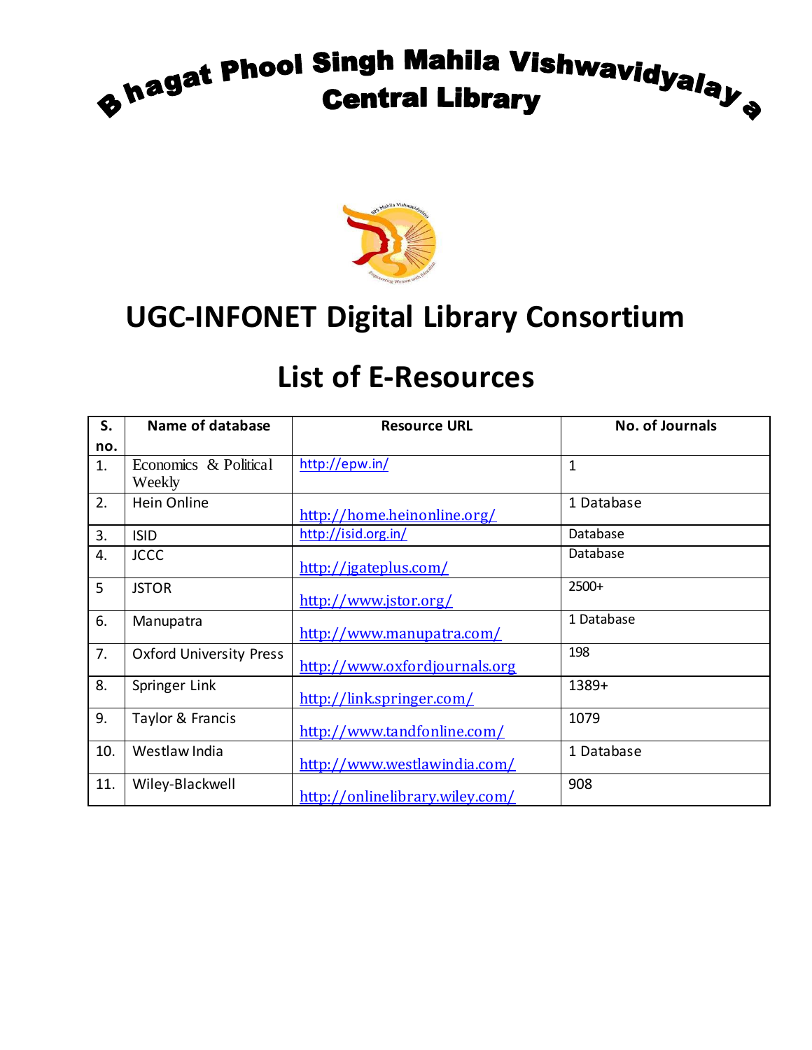# Bhagat Phool Singh Mahila Vishwavidyalaya Central Library

## UGC-INFONET Digital Library Consortium

## List of E-Resources

| S. no. | Name of database | Resource URL | No. of Journals |
|---|---|---|---|
| 1. | Economics & Political Weekly | http://epw.in/ | 1 |
| 2. | Hein Online | http://home.heinonline.org/ | 1 Database |
| 3. | ISID | http://isid.org.in/ | Database |
| 4. | JCCC | http://jgateplus.com/ | Database |
| 5 | JSTOR | http://www.jstor.org/ | 2500+ |
| 6. | Manupatra | http://www.manupatra.com/ | 1 Database |
| 7. | Oxford University Press | http://www.oxfordjournals.org | 198 |
| 8. | Springer Link | http://link.springer.com/ | 1389+ |
| 9. | Taylor & Francis | http://www.tandfonline.com/ | 1079 |
| 10. | Westlaw India | http://www.westlawindia.com/ | 1 Database |
| 11. | Wiley-Blackwell | http://onlinelibrary.wiley.com/ | 908 |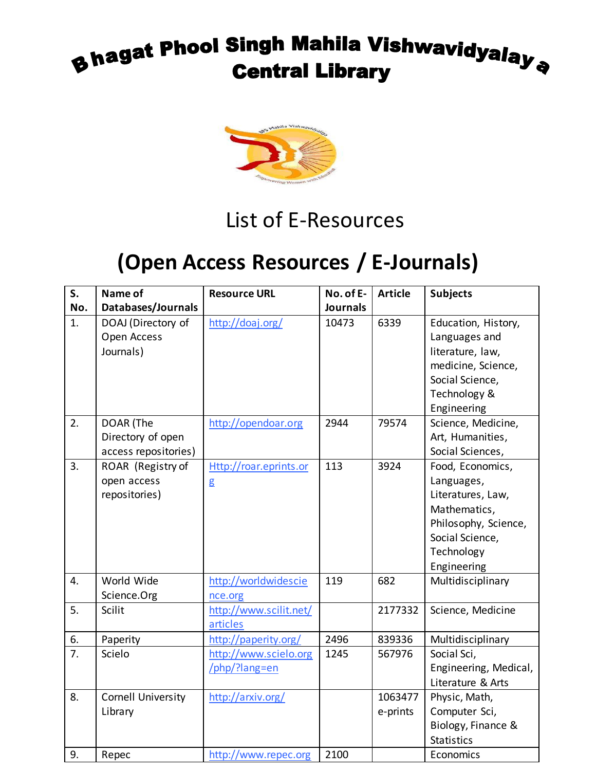# Bhagat Phool Singh Mahila Vishwavidyalaya Central Library

## List of E-Resources

# (Open Access Resources / E-Journals)

| S. No. | Name of Databases/Journals | Resource URL | No. of E-Journals | Article | Subjects |
|---|---|---|---|---|---|
| 1. | DOAJ (Directory of Open Access Journals) | http://doaj.org/ | 10473 | 6339 | Education, History, Languages and literature, law, medicine, Science, Social Science, Technology & Engineering |
| 2. | DOAR (The Directory of open access repositories) | http://opendoar.org | 2944 | 79574 | Science, Medicine, Art, Humanities, Social Sciences, |
| 3. | ROAR (Registry of open access repositories) | Http://roar.eprints.org | 113 | 3924 | Food, Economics, Languages, Literatures, Law, Mathematics, Philosophy, Science, Social Science, Technology Engineering |
| 4. | World Wide Science.Org | http://worldwidescience.org | 119 | 682 | Multidisciplinary |
| 5. | Scilit | http://www.scilit.net/articles | | 2177332 | Science, Medicine |
| 6. | Paperity | http://paperity.org/ | 2496 | 839336 | Multidisciplinary |
| 7. | Scielo | http://www.scielo.org/php/?lang=en | 1245 | 567976 | Social Sci, Engineering, Medical, Literature & Arts |
| 8. | Cornell University Library | http://arxiv.org/ | | 1063477 e-prints | Physic, Math, Computer Sci, Biology, Finance & Statistics |
| 9. | Repec | http://www.repec.org | 2100 | | Economics |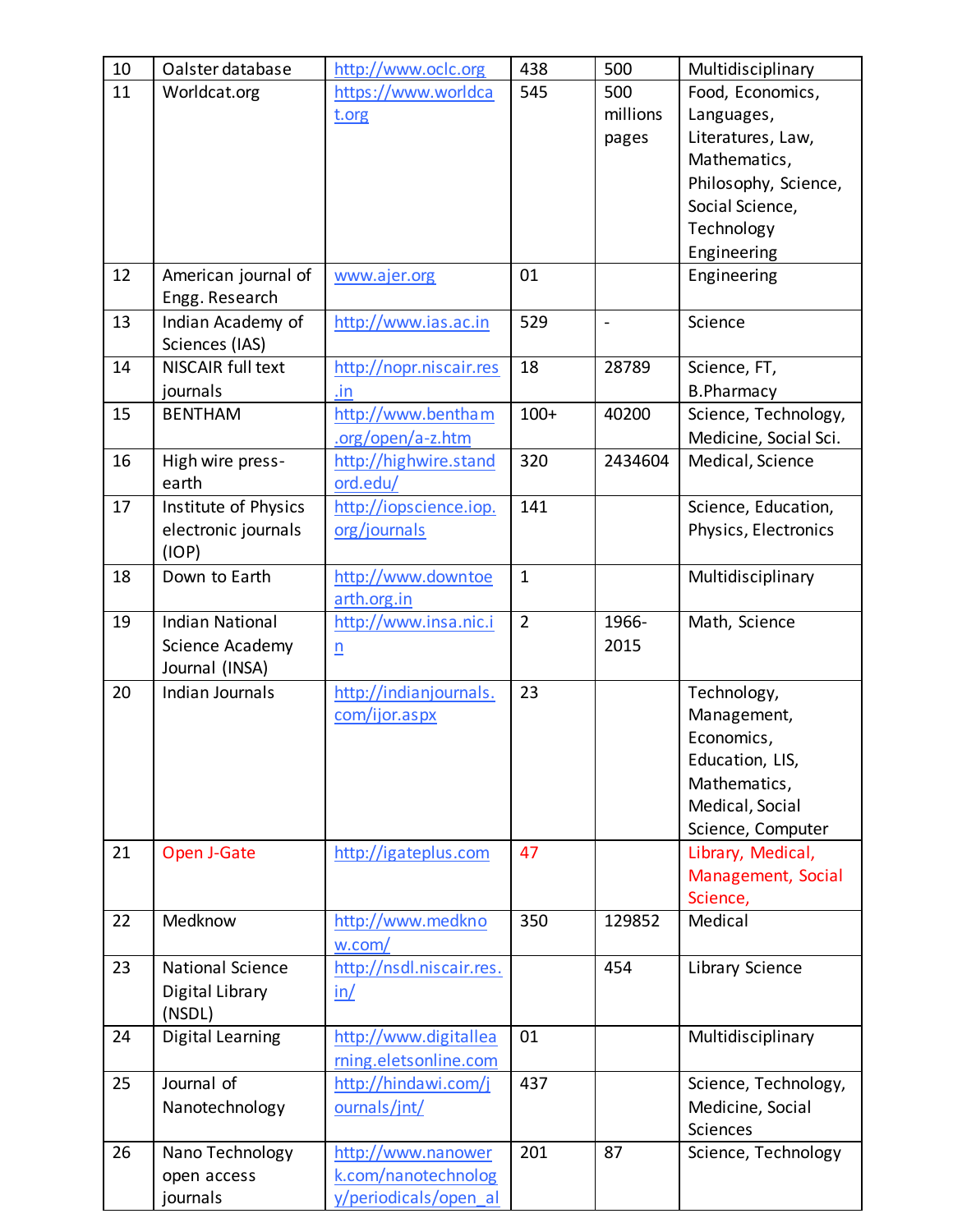| 10 | Oalster database | http://www.oclc.org | 438 | 500 | Multidisciplinary |
|---|---|---|---|---|---|
| 11 | Worldcat.org | https://www.worldcat.org | 545 | 500 millions pages | Food, Economics, Languages, Literatures, Law, Mathematics, Philosophy, Science, Social Science, Technology Engineering |
| 12 | American journal of Engg. Research | www.ajer.org | 01 | | Engineering |
| 13 | Indian Academy of Sciences (IAS) | http://www.ias.ac.in | 529 | - | Science |
| 14 | NISCAIR full text journals | http://nopr.niscair.res.in | 18 | 28789 | Science, FT, B.Pharmacy |
| 15 | BENTHAM | http://www.bentham.org/open/a-z.htm | 100+ | 40200 | Science, Technology, Medicine, Social Sci. |
| 16 | High wire press-earth | http://highwire.stanford.edu/ | 320 | 2434604 | Medical, Science |
| 17 | Institute of Physics electronic journals (IOP) | http://iopscience.iop.org/journals | 141 | | Science, Education, Physics, Electronics |
| 18 | Down to Earth | http://www.downtoearth.org.in | 1 | | Multidisciplinary |
| 19 | Indian National Science Academy Journal (INSA) | http://www.insa.nic.in | 2 | 1966-2015 | Math, Science |
| 20 | Indian Journals | http://indianjournals.com/ijor.aspx | 23 | | Technology, Management, Economics, Education, LIS, Mathematics, Medical, Social Science, Computer |
| 21 | Open J-Gate | http://igateplus.com | 47 | | Library, Medical, Management, Social Science, |
| 22 | Medknow | http://www.medknow.com/ | 350 | 129852 | Medical |
| 23 | National Science Digital Library (NSDL) | http://nsdl.niscair.res.in/ | | 454 | Library Science |
| 24 | Digital Learning | http://www.digitallearning.eletsonline.com | 01 | | Multidisciplinary |
| 25 | Journal of Nanotechnology | http://hindawi.com/journals/jnt/ | 437 | | Science, Technology, Medicine, Social Sciences |
| 26 | Nano Technology open access journals | http://www.nanowerk.com/nanotechnology/periodicals/open_al | 201 | 87 | Science, Technology |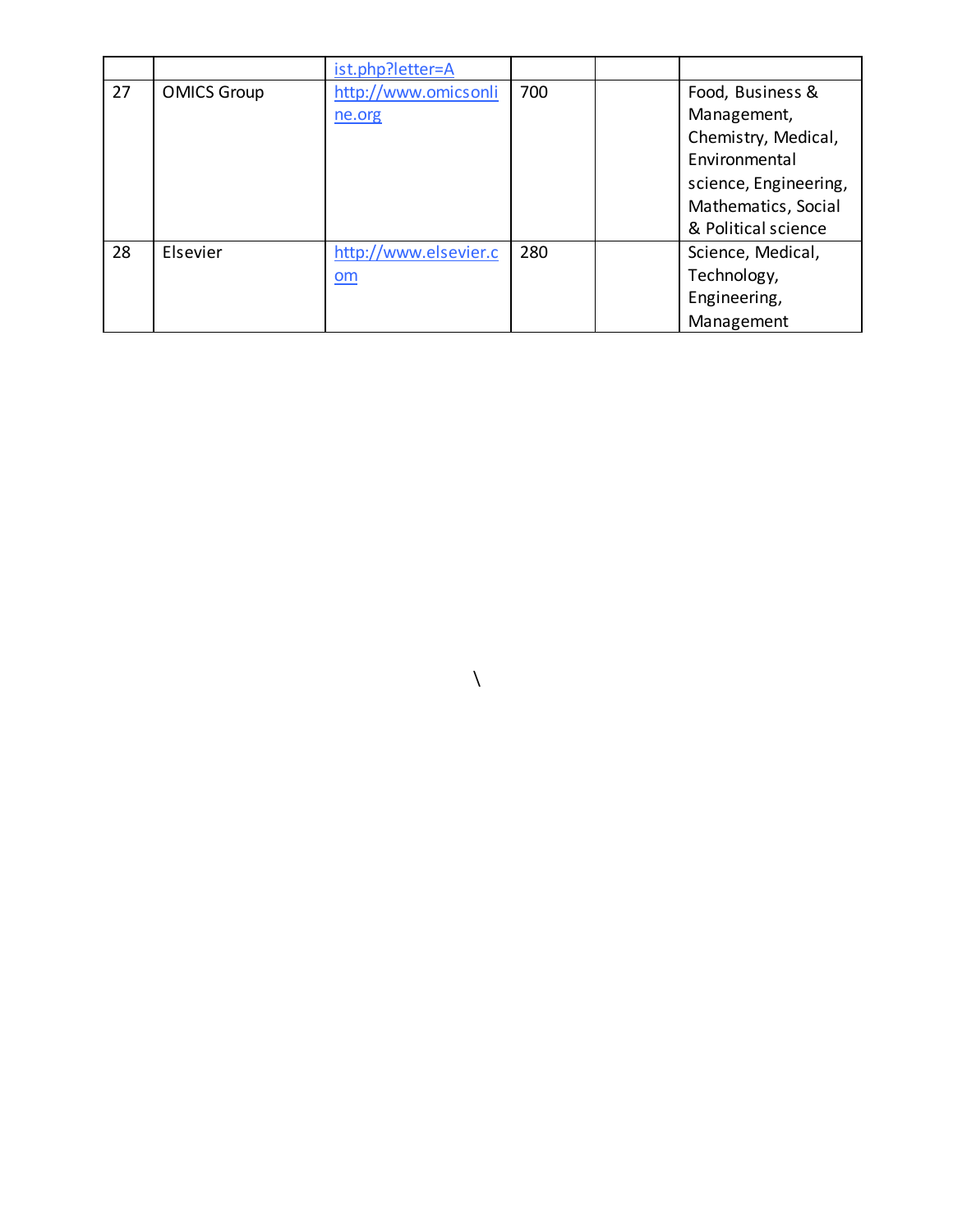|  |  | ist.php?letter=A |  |  |  |
| --- | --- | --- | --- | --- | --- |
| 27 | OMICS Group | http://www.omicsonline.org | 700 |  | Food, Business & Management, Chemistry, Medical, Environmental science, Engineering, Mathematics, Social & Political science |
| 28 | Elsevier | http://www.elsevier.com | 280 |  | Science, Medical, Technology, Engineering, Management |

\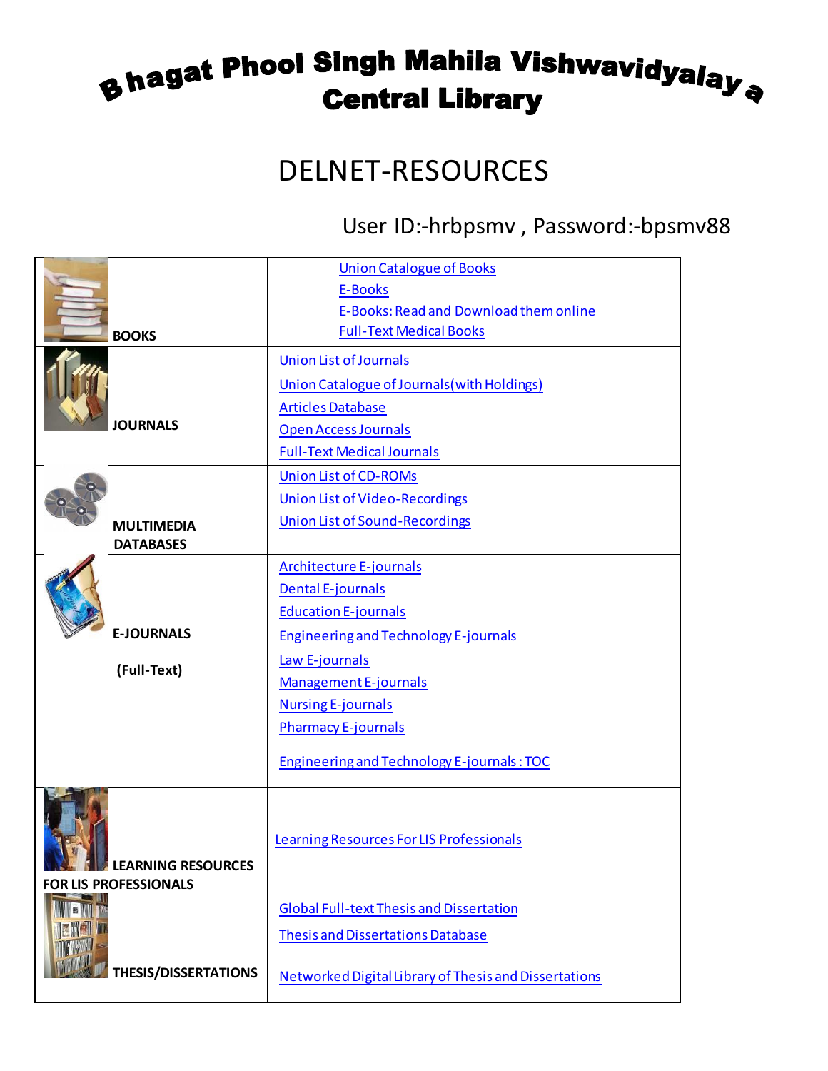# Bhagat Phool Singh Mahila Vishwavidyalaya Central Library

## DELNET-RESOURCES

User ID:-hrbpsmv , Password:-bpsmv88

| | |
|---|---|
| **BOOKS** | Union Catalogue of Books<br>E-Books<br>E-Books: Read and Download them online<br>Full-Text Medical Books |
| **JOURNALS** | Union List of Journals<br>Union Catalogue of Journals(with Holdings)<br>Articles Database<br>Open Access Journals<br>Full-Text Medical Journals |
| **MULTIMEDIA DATABASES** | Union List of CD-ROMs<br>Union List of Video-Recordings<br>Union List of Sound-Recordings |
| **E-JOURNALS (Full-Text)** | Architecture E-journals<br>Dental E-journals<br>Education E-journals<br>Engineering and Technology E-journals<br>Law E-journals<br>Management E-journals<br>Nursing E-journals<br>Pharmacy E-journals<br>Engineering and Technology E-journals : TOC |
| **LEARNING RESOURCES FOR LIS PROFESSIONALS** | Learning Resources For LIS Professionals |
| **THESIS/DISSERTATIONS** | Global Full-text Thesis and Dissertation<br>Thesis and Dissertations Database<br>Networked Digital Library of Thesis and Dissertations |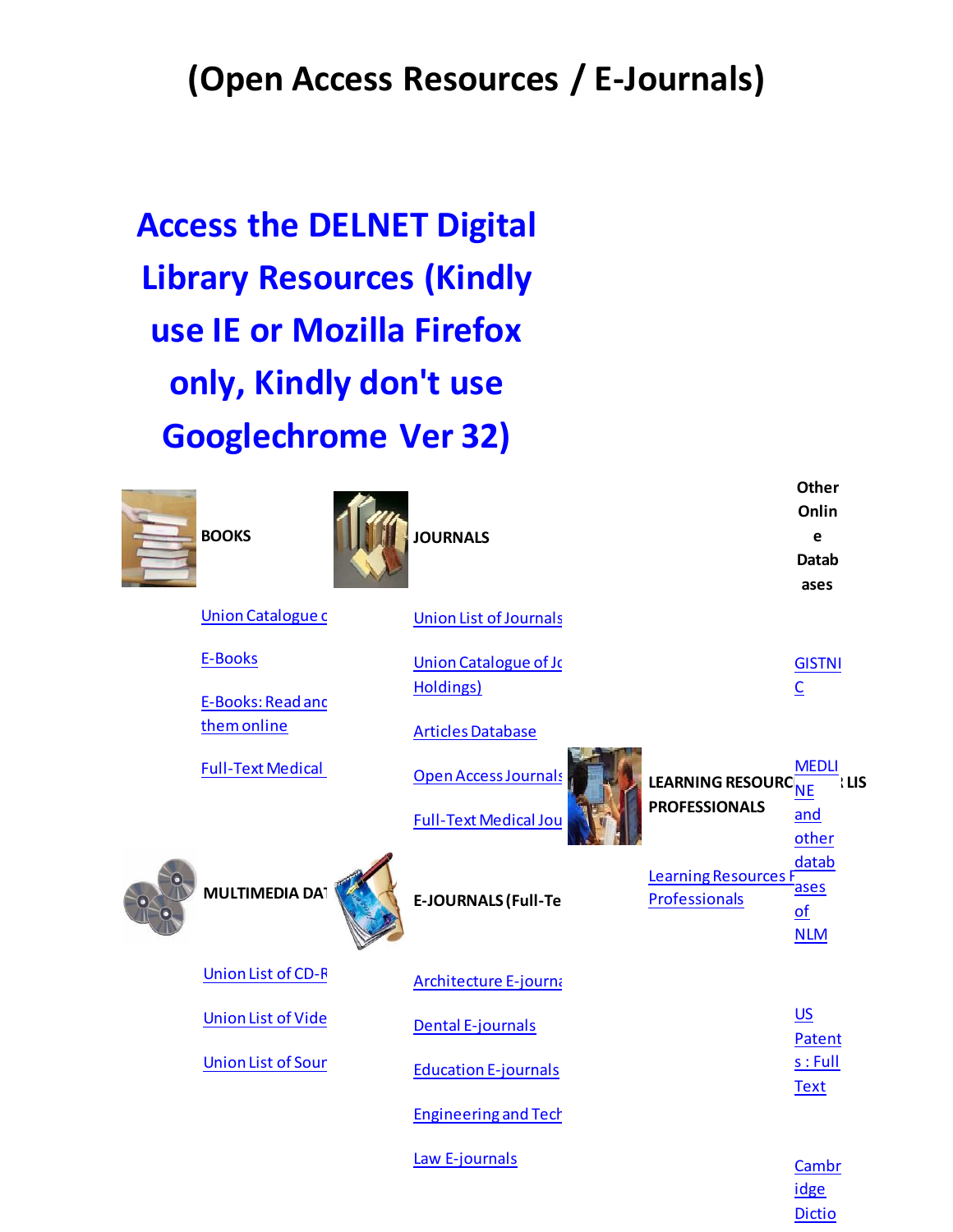# (Open Access Resources / E-Journals)

## Access the DELNET Digital Library Resources (Kindly use IE or Mozilla Firefox only, Kindly don't use Googlechrome Ver 32)

**BOOKS**

- Union Catalogue c
- E-Books
- E-Books: Read anc them online
- Full-Text Medical

**JOURNALS**

- Union List of Journals
- Union Catalogue of Jc Holdings)
- Articles Database
- Open Access Journals
- Full-Text Medical Jou

**Other Online Databases**

- GISTNIC
- MEDLINE and other databases of NLM
- US Patents : Full Text
- Cambridge Dictio

**LEARNING RESOURC ... LIS PROFESSIONALS**

- Learning Resources F Professionals

**MULTIMEDIA DAT**

- Union List of CD-R
- Union List of Vide
- Union List of Sour

**E-JOURNALS (Full-Te**

- Architecture E-journa
- Dental E-journals
- Education E-journals
- Engineering and Tech
- Law E-journals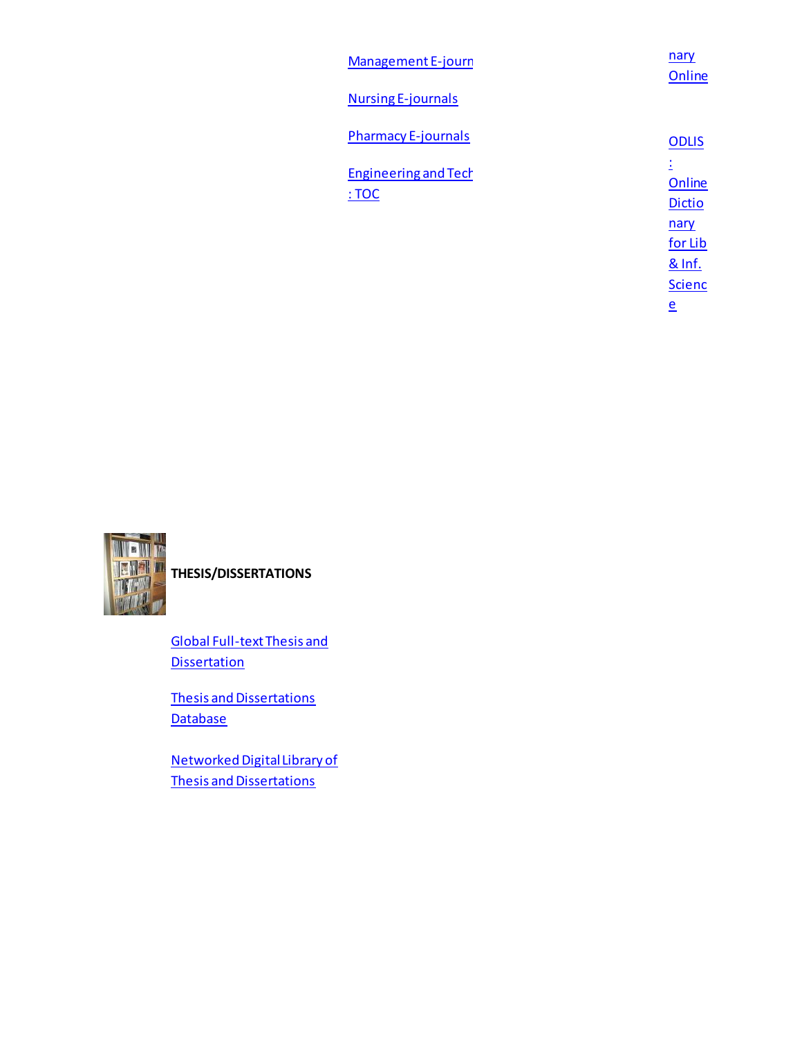Management E-journ

Nursing E-journals

Pharmacy E-journals

Engineering and Tech : TOC

nary Online

ODLIS : Online Dictionary for Lib & Inf. Science

**THESIS/DISSERTATIONS**

Global Full-text Thesis and Dissertation

Thesis and Dissertations Database

Networked Digital Library of Thesis and Dissertations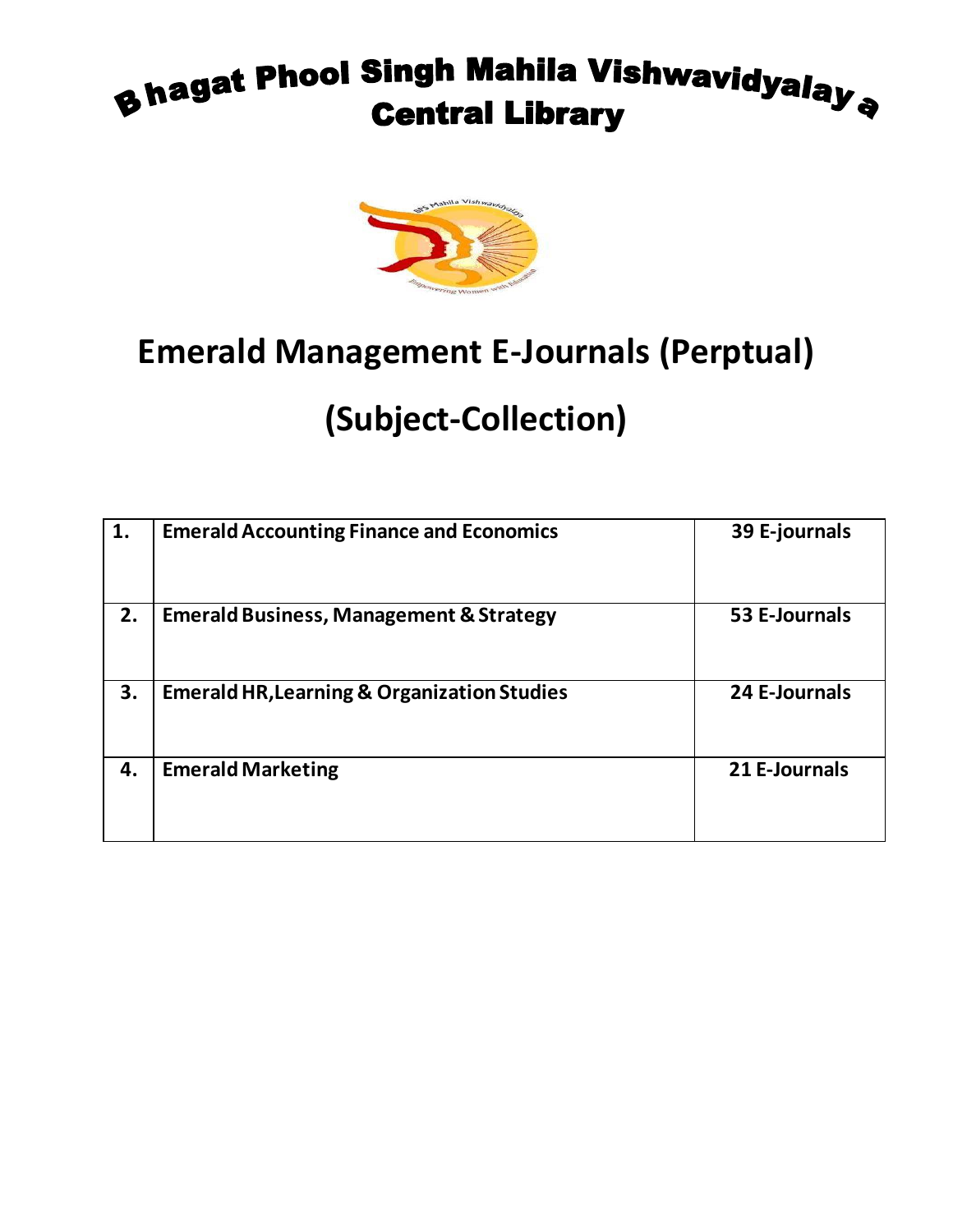# Bhagat Phool Singh Mahila Vishwavidyalaya
# Central Library

## Emerald Management E-Journals (Perptual)

## (Subject-Collection)

| | | |
|---|---|---|
| **1.** | **Emerald Accounting Finance and Economics** | **39 E-journals** |
| **2.** | **Emerald Business, Management & Strategy** | **53 E-Journals** |
| **3.** | **Emerald HR,Learning & Organization Studies** | **24 E-Journals** |
| **4.** | **Emerald Marketing** | **21 E-Journals** |